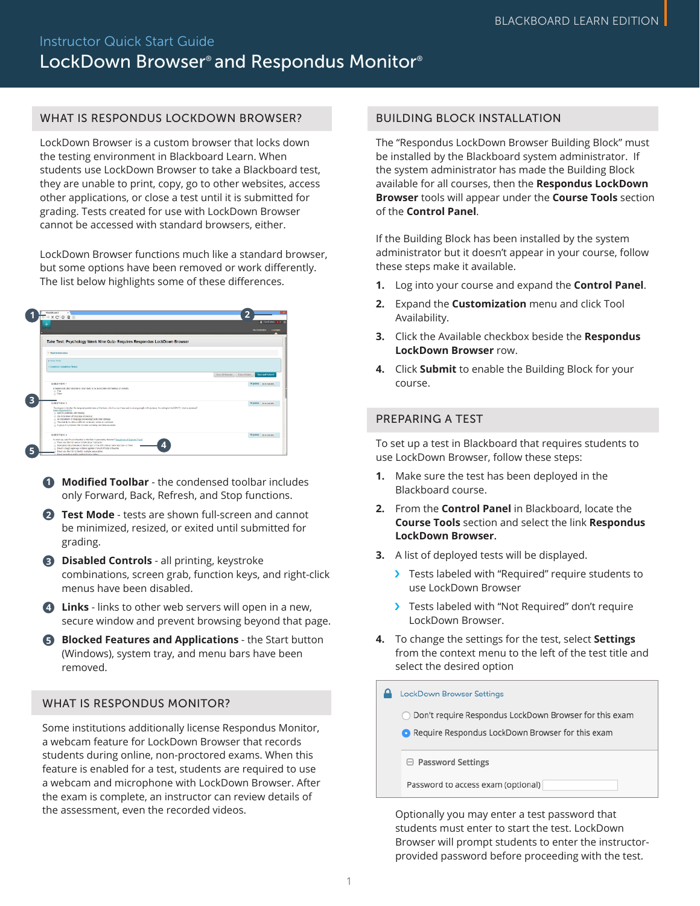BLACKBOARD LEARN EDITION

Instructor Quick Start Guide

# LockDown Browser® and Respondus Monitor®

## WHAT IS RESPONDUS LOCKDOWN BROWSER?

LockDown Browser is a custom browser that locks down the testing environment in Blackboard Learn. When students use LockDown Browser to take a Blackboard test, they are unable to print, copy, go to other websites, access other applications, or close a test until it is submitted for grading. Tests created for use with LockDown Browser cannot be accessed with standard browsers, either.

LockDown Browser functions much like a standard browser, but some options have been removed or work differently. The list below highlights some of these differences.

1. **Modified Toolbar** - the condensed toolbar includes only Forward, Back, Refresh, and Stop functions.
2. **Test Mode** - tests are shown full-screen and cannot be minimized, resized, or exited until submitted for grading.
3. **Disabled Controls** - all printing, keystroke combinations, screen grab, function keys, and right-click menus have been disabled.
4. **Links** - links to other web servers will open in a new, secure window and prevent browsing beyond that page.
5. **Blocked Features and Applications** - the Start button (Windows), system tray, and menu bars have been removed.

## WHAT IS RESPONDUS MONITOR?

Some institutions additionally license Respondus Monitor, a webcam feature for LockDown Browser that records students during online, non-proctored exams. When this feature is enabled for a test, students are required to use a webcam and microphone with LockDown Browser. After the exam is complete, an instructor can review details of the assessment, even the recorded videos.

## BUILDING BLOCK INSTALLATION

The "Respondus LockDown Browser Building Block" must be installed by the Blackboard system administrator. If the system administrator has made the Building Block available for all courses, then the **Respondus LockDown Browser** tools will appear under the **Course Tools** section of the **Control Panel**.

If the Building Block has been installed by the system administrator but it doesn't appear in your course, follow these steps make it available.

1. Log into your course and expand the **Control Panel**.
2. Expand the **Customization** menu and click Tool Availability.
3. Click the Available checkbox beside the **Respondus LockDown Browser** row.
4. Click **Submit** to enable the Building Block for your course.

## PREPARING A TEST

To set up a test in Blackboard that requires students to use LockDown Browser, follow these steps:

1. Make sure the test has been deployed in the Blackboard course.
2. From the **Control Panel** in Blackboard, locate the **Course Tools** section and select the link **Respondus LockDown Browser**.
3. A list of deployed tests will be displayed.
   - Tests labeled with "Required" require students to use LockDown Browser
   - Tests labeled with "Not Required" don't require LockDown Browser.
4. To change the settings for the test, select **Settings** from the context menu to the left of the test title and select the desired option

LockDown Browser Settings

- ○ Don't require Respondus LockDown Browser for this exam
- ● Require Respondus LockDown Browser for this exam

⊟ **Password Settings**

Password to access exam (optional)

Optionally you may enter a test password that students must enter to start the test. LockDown Browser will prompt students to enter the instructor-provided password before proceeding with the test.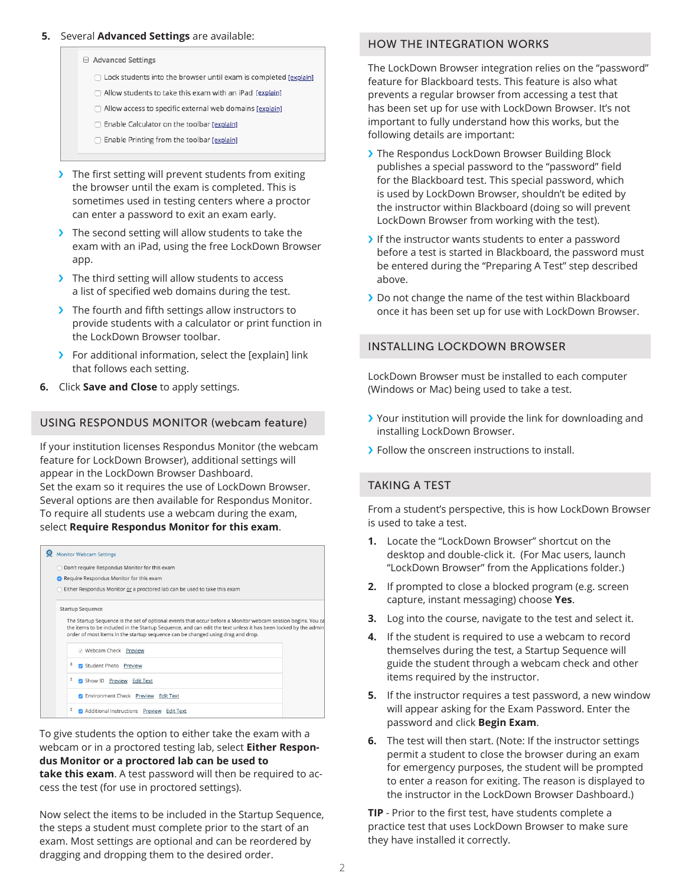5. Several **Advanced Settings** are available:

Advanced Settings

- Lock students into the browser until exam is completed [explain]
- Allow students to take this exam with an iPad [explain]
- Allow access to specific external web domains [explain]
- Enable Calculator on the toolbar [explain]
- Enable Printing from the toolbar [explain]

- The first setting will prevent students from exiting the browser until the exam is completed. This is sometimes used in testing centers where a proctor can enter a password to exit an exam early.
- The second setting will allow students to take the exam with an iPad, using the free LockDown Browser app.
- The third setting will allow students to access a list of specified web domains during the test.
- The fourth and fifth settings allow instructors to provide students with a calculator or print function in the LockDown Browser toolbar.
- For additional information, select the [explain] link that follows each setting.

6. Click **Save and Close** to apply settings.

## USING RESPONDUS MONITOR (webcam feature)

If your institution licenses Respondus Monitor (the webcam feature for LockDown Browser), additional settings will appear in the LockDown Browser Dashboard.
Set the exam so it requires the use of LockDown Browser. Several options are then available for Respondus Monitor. To require all students use a webcam during the exam, select **Require Respondus Monitor for this exam**.

Monitor Webcam Settings

- Don't require Respondus Monitor for this exam
- Require Respondus Monitor for this exam
- Either Respondus Monitor or a proctored lab can be used to take this exam

Startup Sequence

The Startup Sequence is the set of optional events that occur before a Monitor webcam session begins. You ca the items to be included in the Startup Sequence, and can edit the text unless it has been locked by the admin order of most items in the startup sequence can be changed using drag and drop.

- Webcam Check Preview
- Student Photo Preview
- Show ID Preview Edit Text
- Environment Check Preview Edit Text
- Additional Instructions Preview Edit Text

To give students the option to either take the exam with a webcam or in a proctored testing lab, select **Either Respondus Monitor or a proctored lab can be used to take this exam**. A test password will then be required to access the test (for use in proctored settings).

Now select the items to be included in the Startup Sequence, the steps a student must complete prior to the start of an exam. Most settings are optional and can be reordered by dragging and dropping them to the desired order.

## HOW THE INTEGRATION WORKS

The LockDown Browser integration relies on the "password" feature for Blackboard tests. This feature is also what prevents a regular browser from accessing a test that has been set up for use with LockDown Browser. It's not important to fully understand how this works, but the following details are important:

- The Respondus LockDown Browser Building Block publishes a special password to the "password" field for the Blackboard test. This special password, which is used by LockDown Browser, shouldn't be edited by the instructor within Blackboard (doing so will prevent LockDown Browser from working with the test).
- If the instructor wants students to enter a password before a test is started in Blackboard, the password must be entered during the "Preparing A Test" step described above.
- Do not change the name of the test within Blackboard once it has been set up for use with LockDown Browser.

## INSTALLING LOCKDOWN BROWSER

LockDown Browser must be installed to each computer (Windows or Mac) being used to take a test.

- Your institution will provide the link for downloading and installing LockDown Browser.
- Follow the onscreen instructions to install.

## TAKING A TEST

From a student's perspective, this is how LockDown Browser is used to take a test.

1. Locate the "LockDown Browser" shortcut on the desktop and double-click it. (For Mac users, launch "LockDown Browser" from the Applications folder.)
2. If prompted to close a blocked program (e.g. screen capture, instant messaging) choose **Yes**.
3. Log into the course, navigate to the test and select it.
4. If the student is required to use a webcam to record themselves during the test, a Startup Sequence will guide the student through a webcam check and other items required by the instructor.
5. If the instructor requires a test password, a new window will appear asking for the Exam Password. Enter the password and click **Begin Exam**.
6. The test will then start. (Note: If the instructor settings permit a student to close the browser during an exam for emergency purposes, the student will be prompted to enter a reason for exiting. The reason is displayed to the instructor in the LockDown Browser Dashboard.)

**TIP** - Prior to the first test, have students complete a practice test that uses LockDown Browser to make sure they have installed it correctly.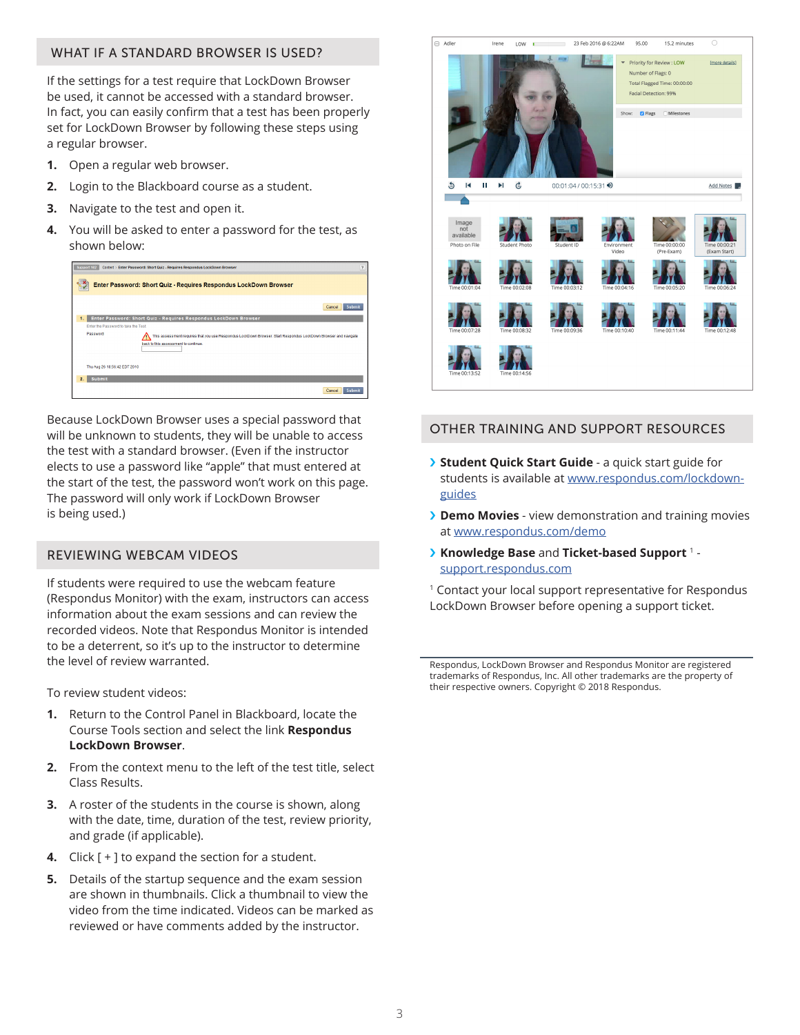## WHAT IF A STANDARD BROWSER IS USED?

If the settings for a test require that LockDown Browser be used, it cannot be accessed with a standard browser. In fact, you can easily confirm that a test has been properly set for LockDown Browser by following these steps using a regular browser.

1. Open a regular web browser.
2. Login to the Blackboard course as a student.
3. Navigate to the test and open it.
4. You will be asked to enter a password for the test, as shown below:

Because LockDown Browser uses a special password that will be unknown to students, they will be unable to access the test with a standard browser. (Even if the instructor elects to use a password like "apple" that must entered at the start of the test, the password won't work on this page. The password will only work if LockDown Browser is being used.)

## REVIEWING WEBCAM VIDEOS

If students were required to use the webcam feature (Respondus Monitor) with the exam, instructors can access information about the exam sessions and can review the recorded videos. Note that Respondus Monitor is intended to be a deterrent, so it's up to the instructor to determine the level of review warranted.

To review student videos:

1. Return to the Control Panel in Blackboard, locate the Course Tools section and select the link **Respondus LockDown Browser**.
2. From the context menu to the left of the test title, select Class Results.
3. A roster of the students in the course is shown, along with the date, time, duration of the test, review priority, and grade (if applicable).
4. Click [ + ] to expand the section for a student.
5. Details of the startup sequence and the exam session are shown in thumbnails. Click a thumbnail to view the video from the time indicated. Videos can be marked as reviewed or have comments added by the instructor.

## OTHER TRAINING AND SUPPORT RESOURCES

- **Student Quick Start Guide** - a quick start guide for students is available at www.respondus.com/lockdown-guides
- **Demo Movies** - view demonstration and training movies at www.respondus.com/demo
- **Knowledge Base** and **Ticket-based Support** [1] - support.respondus.com

[1] Contact your local support representative for Respondus LockDown Browser before opening a support ticket.

Respondus, LockDown Browser and Respondus Monitor are registered trademarks of Respondus, Inc. All other trademarks are the property of their respective owners. Copyright © 2018 Respondus.